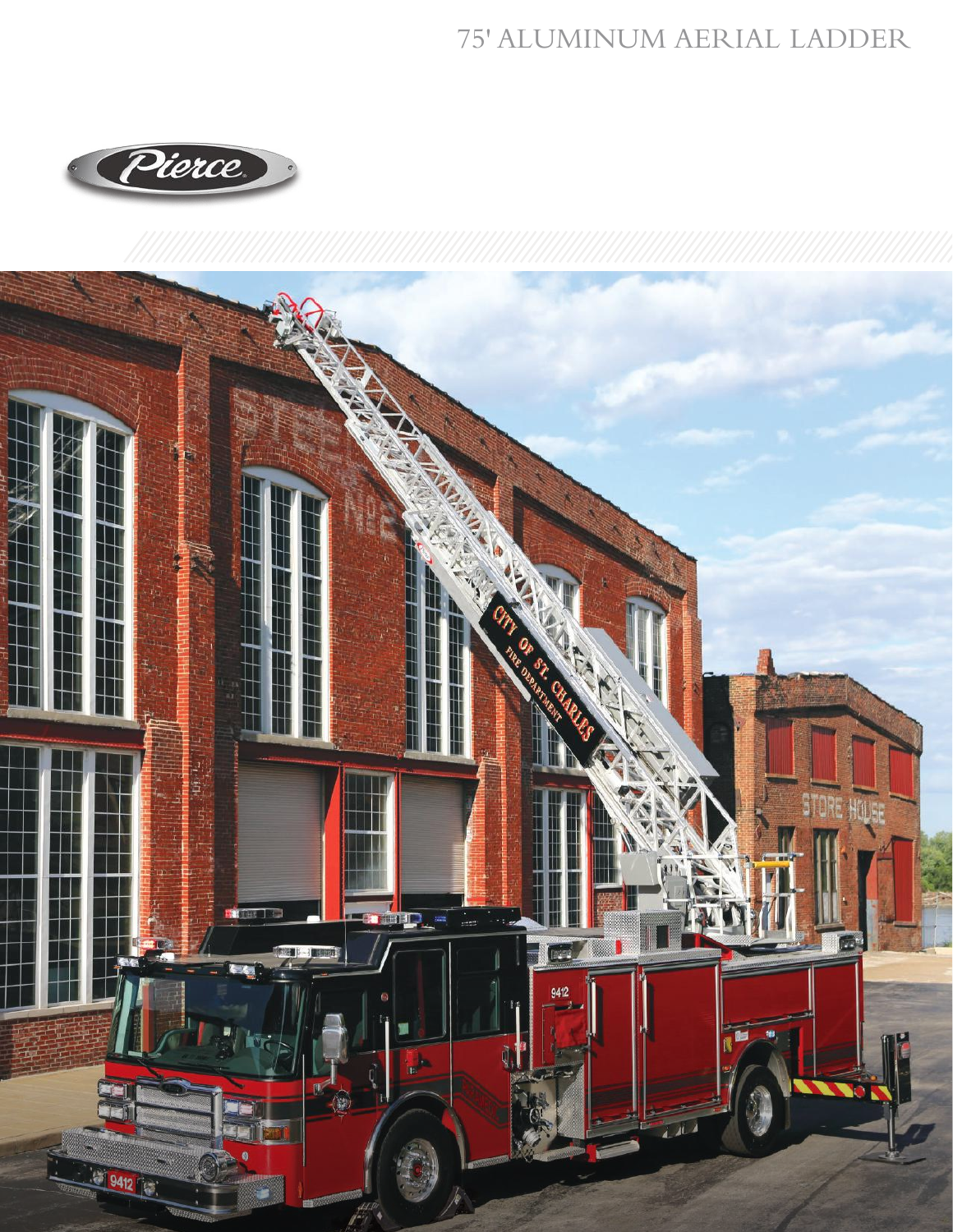# 75' ALUMINUM AERIAL LADDER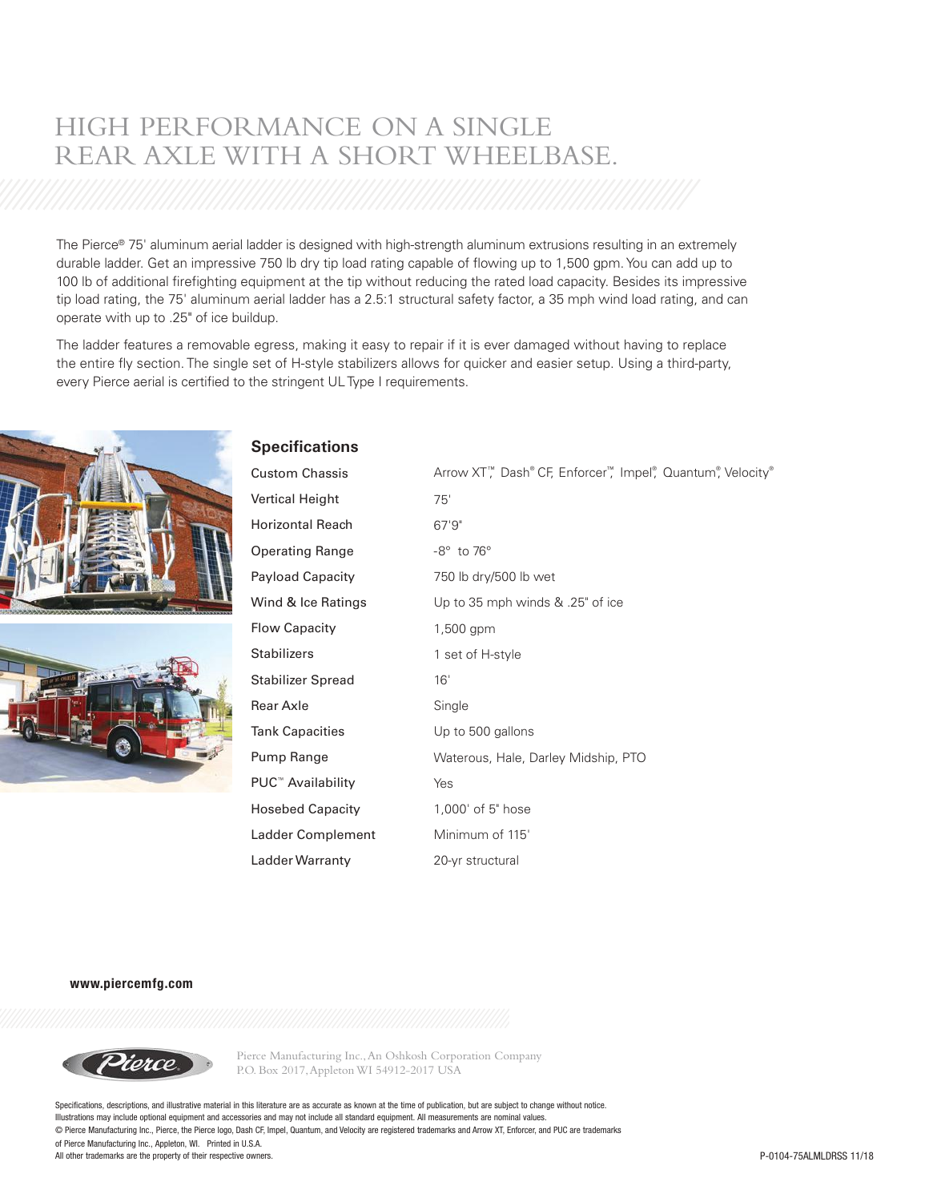# HIGH PERFORMANCE ON A SINGLE REAR AXLE WITH A SHORT WHEELBASE.

The Pierce® 75' aluminum aerial ladder is designed with high-strength aluminum extrusions resulting in an extremely durable ladder. Get an impressive 750 lb dry tip load rating capable of flowing up to 1,500 gpm. You can add up to 100 lb of additional firefighting equipment at the tip without reducing the rated load capacity. Besides its impressive tip load rating, the 75' aluminum aerial ladder has a 2.5:1 structural safety factor, a 35 mph wind load rating, and can operate with up to .25" of ice buildup.

The ladder features a removable egress, making it easy to repair if it is ever damaged without having to replace the entire fly section. The single set of H-style stabilizers allows for quicker and easier setup. Using a third-party, every Pierce aerial is certified to the stringent UL Type I requirements.

## Specifications

| | |
|---|---|
| Custom Chassis | Arrow XT™, Dash® CF, Enforcer™, Impel®, Quantum®, Velocity® |
| Vertical Height | 75' |
| Horizontal Reach | 67'9" |
| Operating Range | -8° to 76° |
| Payload Capacity | 750 lb dry/500 lb wet |
| Wind & Ice Ratings | Up to 35 mph winds & .25" of ice |
| Flow Capacity | 1,500 gpm |
| Stabilizers | 1 set of H-style |
| Stabilizer Spread | 16' |
| Rear Axle | Single |
| Tank Capacities | Up to 500 gallons |
| Pump Range | Waterous, Hale, Darley Midship, PTO |
| PUC™ Availability | Yes |
| Hosebed Capacity | 1,000' of 5" hose |
| Ladder Complement | Minimum of 115' |
| Ladder Warranty | 20-yr structural |

**www.piercemfg.com**

Pierce Manufacturing Inc., An Oshkosh Corporation Company
P.O. Box 2017, Appleton WI 54912-2017 USA

Specifications, descriptions, and illustrative material in this literature are as accurate as known at the time of publication, but are subject to change without notice. Illustrations may include optional equipment and accessories and may not include all standard equipment. All measurements are nominal values.
© Pierce Manufacturing Inc., Pierce, the Pierce logo, Dash CF, Impel, Quantum, and Velocity are registered trademarks and Arrow XT, Enforcer, and PUC are trademarks of Pierce Manufacturing Inc., Appleton, WI. Printed in U.S.A.
All other trademarks are the property of their respective owners.

P-0104-75ALMLDRSS 11/18